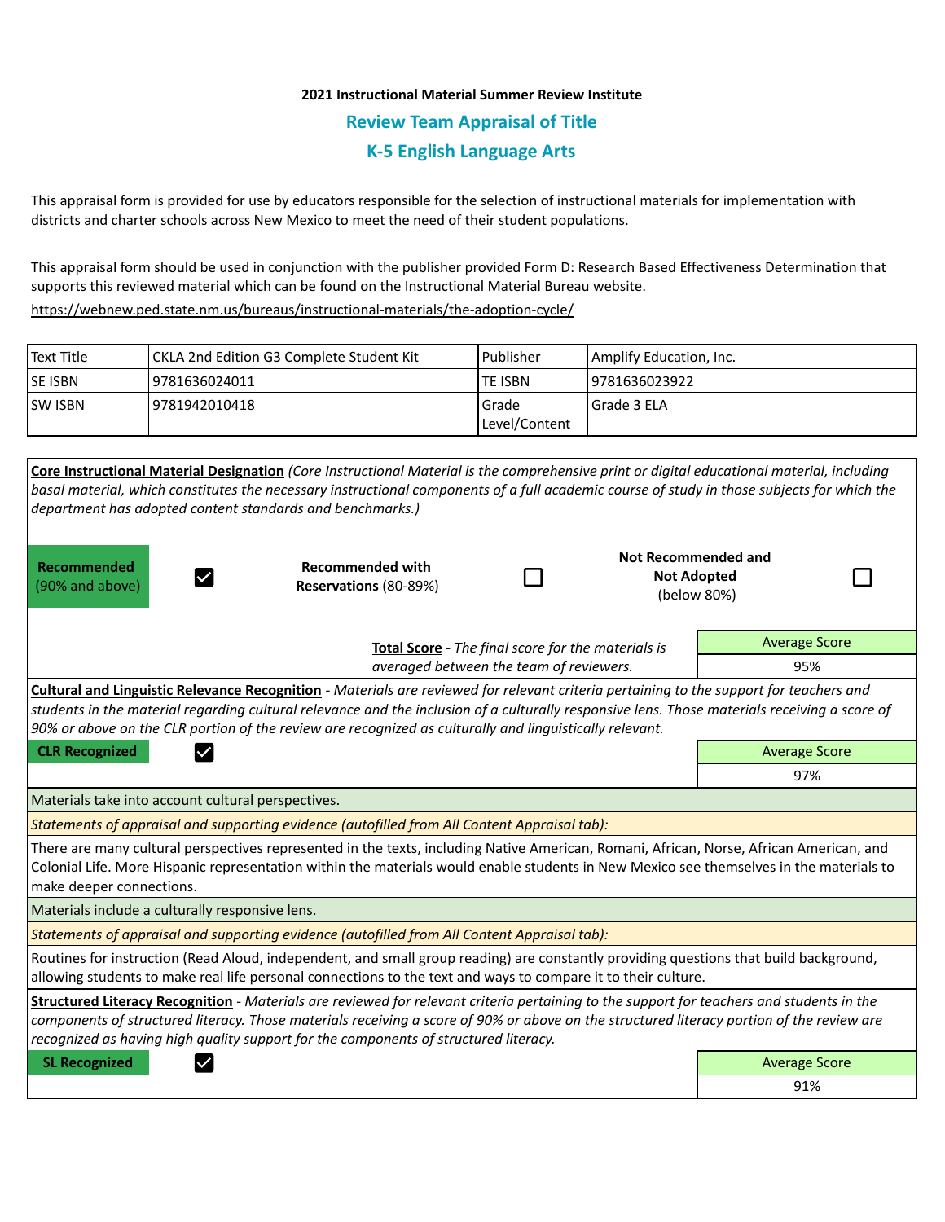**2021 Instructional Material Summer Review Institute**

## Review Team Appraisal of Title

## K-5 English Language Arts

This appraisal form is provided for use by educators responsible for the selection of instructional materials for implementation with districts and charter schools across New Mexico to meet the need of their student populations.

This appraisal form should be used in conjunction with the publisher provided Form D: Research Based Effectiveness Determination that supports this reviewed material which can be found on the Instructional Material Bureau website.

https://webnew.ped.state.nm.us/bureaus/instructional-materials/the-adoption-cycle/

| Text Title | CKLA 2nd Edition G3 Complete Student Kit | Publisher | Amplify Education, Inc. |
|---|---|---|---|
| SE ISBN | 9781636024011 | TE ISBN | 9781636023922 |
| SW ISBN | 9781942010418 | Grade Level/Content | Grade 3 ELA |

**Core Instructional Material Designation** *(Core Instructional Material is the comprehensive print or digital educational material, including basal material, which constitutes the necessary instructional components of a full academic course of study in those subjects for which the department has adopted content standards and benchmarks.)*

| **Recommended** (90% and above) | ☑ | **Recommended with Reservations** (80-89%) | ☐ | **Not Recommended and Not Adopted** (below 80%) | ☐ |
|---|---|---|---|---|---|

**Total Score** - *The final score for the materials is averaged between the team of reviewers.*

| Average Score |
|---|
| 95% |

**Cultural and Linguistic Relevance Recognition** - *Materials are reviewed for relevant criteria pertaining to the support for teachers and students in the material regarding cultural relevance and the inclusion of a culturally responsive lens. Those materials receiving a score of 90% or above on the CLR portion of the review are recognized as culturally and linguistically relevant.*

**CLR Recognized** ☑

| Average Score |
|---|
| 97% |

Materials take into account cultural perspectives.

*Statements of appraisal and supporting evidence (autofilled from All Content Appraisal tab):*

There are many cultural perspectives represented in the texts, including Native American, Romani, African, Norse, African American, and Colonial Life. More Hispanic representation within the materials would enable students in New Mexico see themselves in the materials to make deeper connections.

Materials include a culturally responsive lens.

*Statements of appraisal and supporting evidence (autofilled from All Content Appraisal tab):*

Routines for instruction (Read Aloud, independent, and small group reading) are constantly providing questions that build background, allowing students to make real life personal connections to the text and ways to compare it to their culture.

**Structured Literacy Recognition** - *Materials are reviewed for relevant criteria pertaining to the support for teachers and students in the components of structured literacy. Those materials receiving a score of 90% or above on the structured literacy portion of the review are recognized as having high quality support for the components of structured literacy.*

**SL Recognized** ☑

| Average Score |
|---|
| 91% |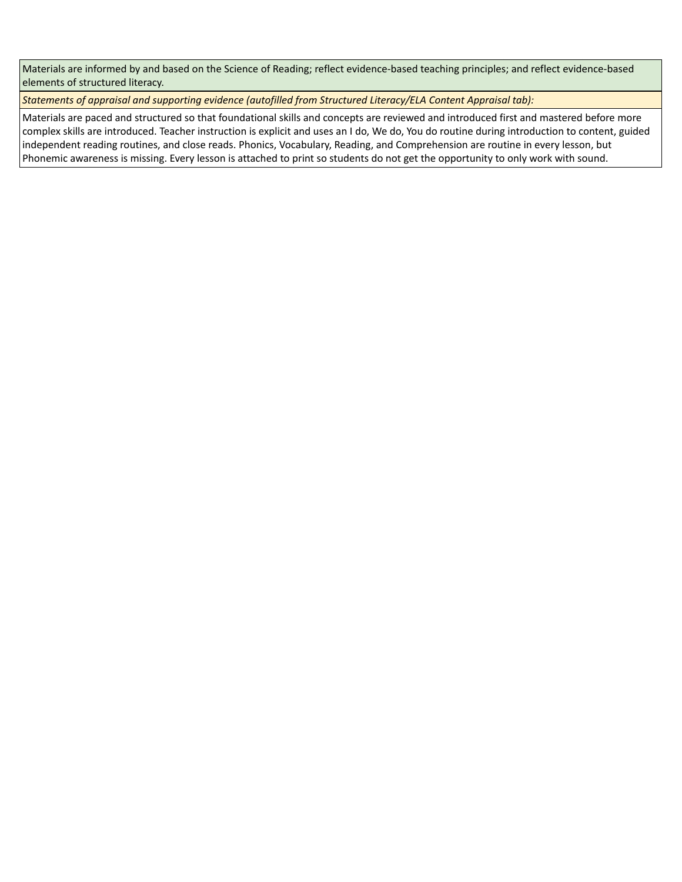| Materials are informed by and based on the Science of Reading; reflect evidence-based teaching principles; and reflect evidence-based elements of structured literacy. |
| --- |
| *Statements of appraisal and supporting evidence (autofilled from Structured Literacy/ELA Content Appraisal tab):* |
| Materials are paced and structured so that foundational skills and concepts are reviewed and introduced first and mastered before more complex skills are introduced. Teacher instruction is explicit and uses an I do, We do, You do routine during introduction to content, guided independent reading routines, and close reads. Phonics, Vocabulary, Reading, and Comprehension are routine in every lesson, but Phonemic awareness is missing. Every lesson is attached to print so students do not get the opportunity to only work with sound. |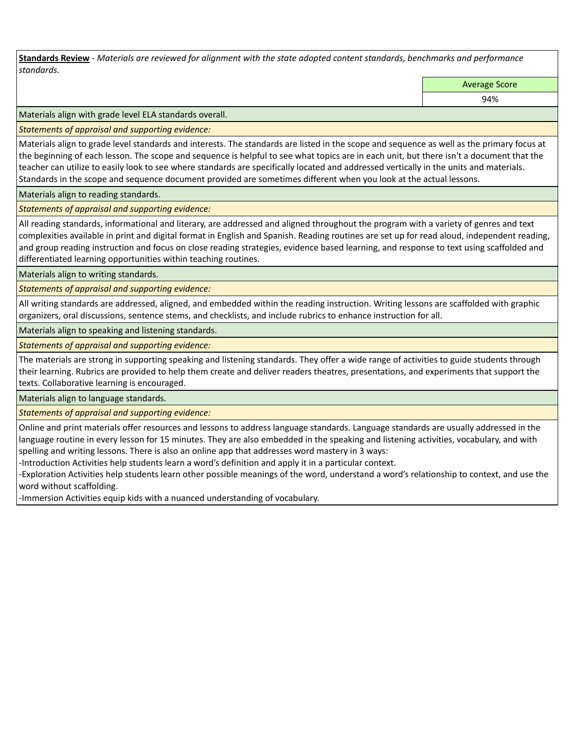**Standards Review** - *Materials are reviewed for alignment with the state adopted content standards, benchmarks and performance standards.*

| | Average Score |
|---|---|
| | 94% |

Materials align with grade level ELA standards overall.

*Statements of appraisal and supporting evidence:*

Materials align to grade level standards and interests. The standards are listed in the scope and sequence as well as the primary focus at the beginning of each lesson. The scope and sequence is helpful to see what topics are in each unit, but there isn't a document that the teacher can utilize to easily look to see where standards are specifically located and addressed vertically in the units and materials. Standards in the scope and sequence document provided are sometimes different when you look at the actual lessons.

Materials align to reading standards.

*Statements of appraisal and supporting evidence:*

All reading standards, informational and literary, are addressed and aligned throughout the program with a variety of genres and text complexities available in print and digital format in English and Spanish. Reading routines are set up for read aloud, independent reading, and group reading instruction and focus on close reading strategies, evidence based learning, and response to text using scaffolded and differentiated learning opportunities within teaching routines.

Materials align to writing standards.

*Statements of appraisal and supporting evidence:*

All writing standards are addressed, aligned, and embedded within the reading instruction. Writing lessons are scaffolded with graphic organizers, oral discussions, sentence stems, and checklists, and include rubrics to enhance instruction for all.

Materials align to speaking and listening standards.

*Statements of appraisal and supporting evidence:*

The materials are strong in supporting speaking and listening standards. They offer a wide range of activities to guide students through their learning. Rubrics are provided to help them create and deliver readers theatres, presentations, and experiments that support the texts. Collaborative learning is encouraged.

Materials align to language standards.

*Statements of appraisal and supporting evidence:*

Online and print materials offer resources and lessons to address language standards. Language standards are usually addressed in the language routine in every lesson for 15 minutes. They are also embedded in the speaking and listening activities, vocabulary, and with spelling and writing lessons. There is also an online app that addresses word mastery in 3 ways:

-Introduction Activities help students learn a word's definition and apply it in a particular context.

-Exploration Activities help students learn other possible meanings of the word, understand a word's relationship to context, and use the word without scaffolding.

-Immersion Activities equip kids with a nuanced understanding of vocabulary.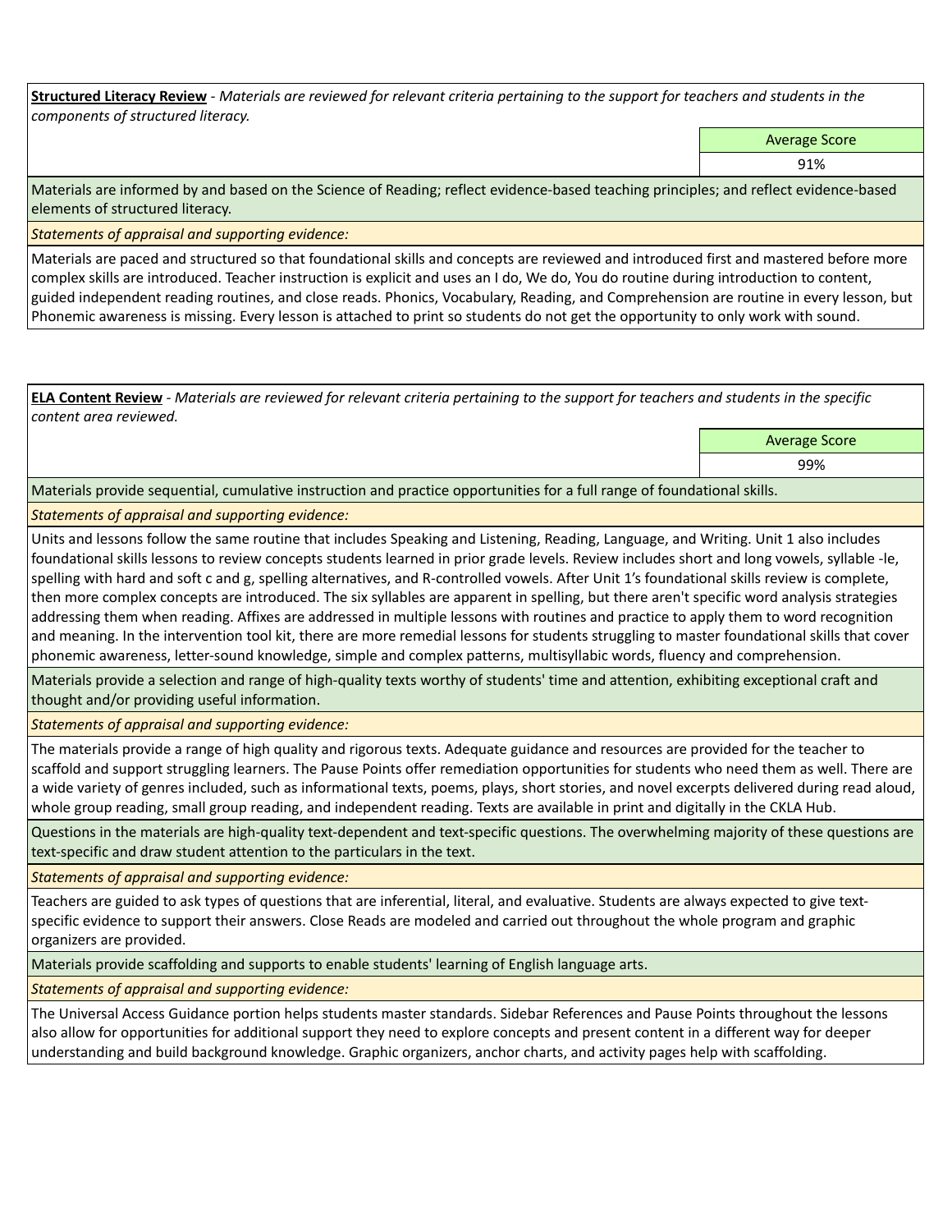**<u>Structured Literacy Review</u>** - *Materials are reviewed for relevant criteria pertaining to the support for teachers and students in the components of structured literacy.*

| Average Score |
|---|
| 91% |

Materials are informed by and based on the Science of Reading; reflect evidence-based teaching principles; and reflect evidence-based elements of structured literacy.

*Statements of appraisal and supporting evidence:*

Materials are paced and structured so that foundational skills and concepts are reviewed and introduced first and mastered before more complex skills are introduced. Teacher instruction is explicit and uses an I do, We do, You do routine during introduction to content, guided independent reading routines, and close reads. Phonics, Vocabulary, Reading, and Comprehension are routine in every lesson, but Phonemic awareness is missing. Every lesson is attached to print so students do not get the opportunity to only work with sound.

**<u>ELA Content Review</u>** - *Materials are reviewed for relevant criteria pertaining to the support for teachers and students in the specific content area reviewed.*

| Average Score |
|---|
| 99% |

Materials provide sequential, cumulative instruction and practice opportunities for a full range of foundational skills.

*Statements of appraisal and supporting evidence:*

Units and lessons follow the same routine that includes Speaking and Listening, Reading, Language, and Writing. Unit 1 also includes foundational skills lessons to review concepts students learned in prior grade levels. Review includes short and long vowels, syllable -le, spelling with hard and soft c and g, spelling alternatives, and R-controlled vowels. After Unit 1's foundational skills review is complete, then more complex concepts are introduced. The six syllables are apparent in spelling, but there aren't specific word analysis strategies addressing them when reading. Affixes are addressed in multiple lessons with routines and practice to apply them to word recognition and meaning. In the intervention tool kit, there are more remedial lessons for students struggling to master foundational skills that cover phonemic awareness, letter-sound knowledge, simple and complex patterns, multisyllabic words, fluency and comprehension.

Materials provide a selection and range of high-quality texts worthy of students' time and attention, exhibiting exceptional craft and thought and/or providing useful information.

*Statements of appraisal and supporting evidence:*

The materials provide a range of high quality and rigorous texts. Adequate guidance and resources are provided for the teacher to scaffold and support struggling learners. The Pause Points offer remediation opportunities for students who need them as well. There are a wide variety of genres included, such as informational texts, poems, plays, short stories, and novel excerpts delivered during read aloud, whole group reading, small group reading, and independent reading. Texts are available in print and digitally in the CKLA Hub.

Questions in the materials are high-quality text-dependent and text-specific questions. The overwhelming majority of these questions are text-specific and draw student attention to the particulars in the text.

*Statements of appraisal and supporting evidence:*

Teachers are guided to ask types of questions that are inferential, literal, and evaluative. Students are always expected to give text-specific evidence to support their answers. Close Reads are modeled and carried out throughout the whole program and graphic organizers are provided.

Materials provide scaffolding and supports to enable students' learning of English language arts.

*Statements of appraisal and supporting evidence:*

The Universal Access Guidance portion helps students master standards. Sidebar References and Pause Points throughout the lessons also allow for opportunities for additional support they need to explore concepts and present content in a different way for deeper understanding and build background knowledge. Graphic organizers, anchor charts, and activity pages help with scaffolding.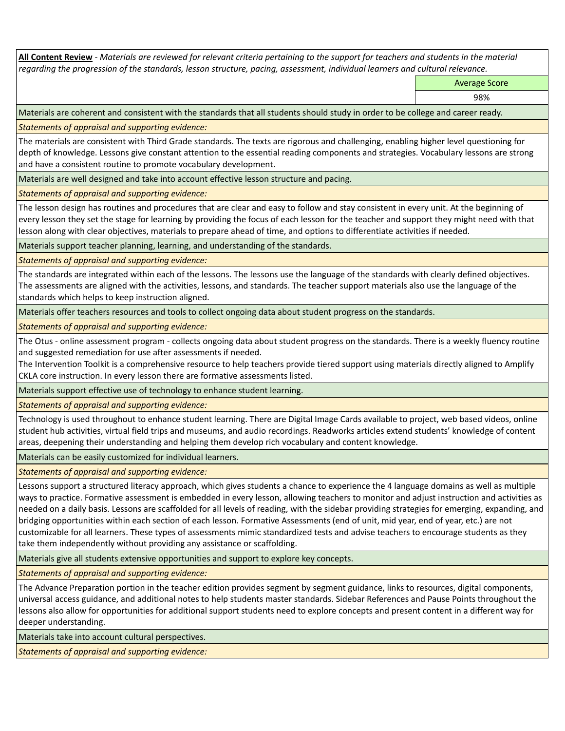**All Content Review** - *Materials are reviewed for relevant criteria pertaining to the support for teachers and students in the material regarding the progression of the standards, lesson structure, pacing, assessment, individual learners and cultural relevance.*

| Average Score |
| --- |
| 98% |

Materials are coherent and consistent with the standards that all students should study in order to be college and career ready.

*Statements of appraisal and supporting evidence:*

The materials are consistent with Third Grade standards. The texts are rigorous and challenging, enabling higher level questioning for depth of knowledge. Lessons give constant attention to the essential reading components and strategies. Vocabulary lessons are strong and have a consistent routine to promote vocabulary development.

Materials are well designed and take into account effective lesson structure and pacing.

*Statements of appraisal and supporting evidence:*

The lesson design has routines and procedures that are clear and easy to follow and stay consistent in every unit. At the beginning of every lesson they set the stage for learning by providing the focus of each lesson for the teacher and support they might need with that lesson along with clear objectives, materials to prepare ahead of time, and options to differentiate activities if needed.

Materials support teacher planning, learning, and understanding of the standards.

*Statements of appraisal and supporting evidence:*

The standards are integrated within each of the lessons. The lessons use the language of the standards with clearly defined objectives. The assessments are aligned with the activities, lessons, and standards. The teacher support materials also use the language of the standards which helps to keep instruction aligned.

Materials offer teachers resources and tools to collect ongoing data about student progress on the standards.

*Statements of appraisal and supporting evidence:*

The Otus - online assessment program - collects ongoing data about student progress on the standards. There is a weekly fluency routine and suggested remediation for use after assessments if needed.
The Intervention Toolkit is a comprehensive resource to help teachers provide tiered support using materials directly aligned to Amplify CKLA core instruction. In every lesson there are formative assessments listed.

Materials support effective use of technology to enhance student learning.

*Statements of appraisal and supporting evidence:*

Technology is used throughout to enhance student learning. There are Digital Image Cards available to project, web based videos, online student hub activities, virtual field trips and museums, and audio recordings. Readworks articles extend students' knowledge of content areas, deepening their understanding and helping them develop rich vocabulary and content knowledge.

Materials can be easily customized for individual learners.

*Statements of appraisal and supporting evidence:*

Lessons support a structured literacy approach, which gives students a chance to experience the 4 language domains as well as multiple ways to practice. Formative assessment is embedded in every lesson, allowing teachers to monitor and adjust instruction and activities as needed on a daily basis. Lessons are scaffolded for all levels of reading, with the sidebar providing strategies for emerging, expanding, and bridging opportunities within each section of each lesson. Formative Assessments (end of unit, mid year, end of year, etc.) are not customizable for all learners. These types of assessments mimic standardized tests and advise teachers to encourage students as they take them independently without providing any assistance or scaffolding.

Materials give all students extensive opportunities and support to explore key concepts.

*Statements of appraisal and supporting evidence:*

The Advance Preparation portion in the teacher edition provides segment by segment guidance, links to resources, digital components, universal access guidance, and additional notes to help students master standards. Sidebar References and Pause Points throughout the lessons also allow for opportunities for additional support students need to explore concepts and present content in a different way for deeper understanding.

Materials take into account cultural perspectives.

*Statements of appraisal and supporting evidence:*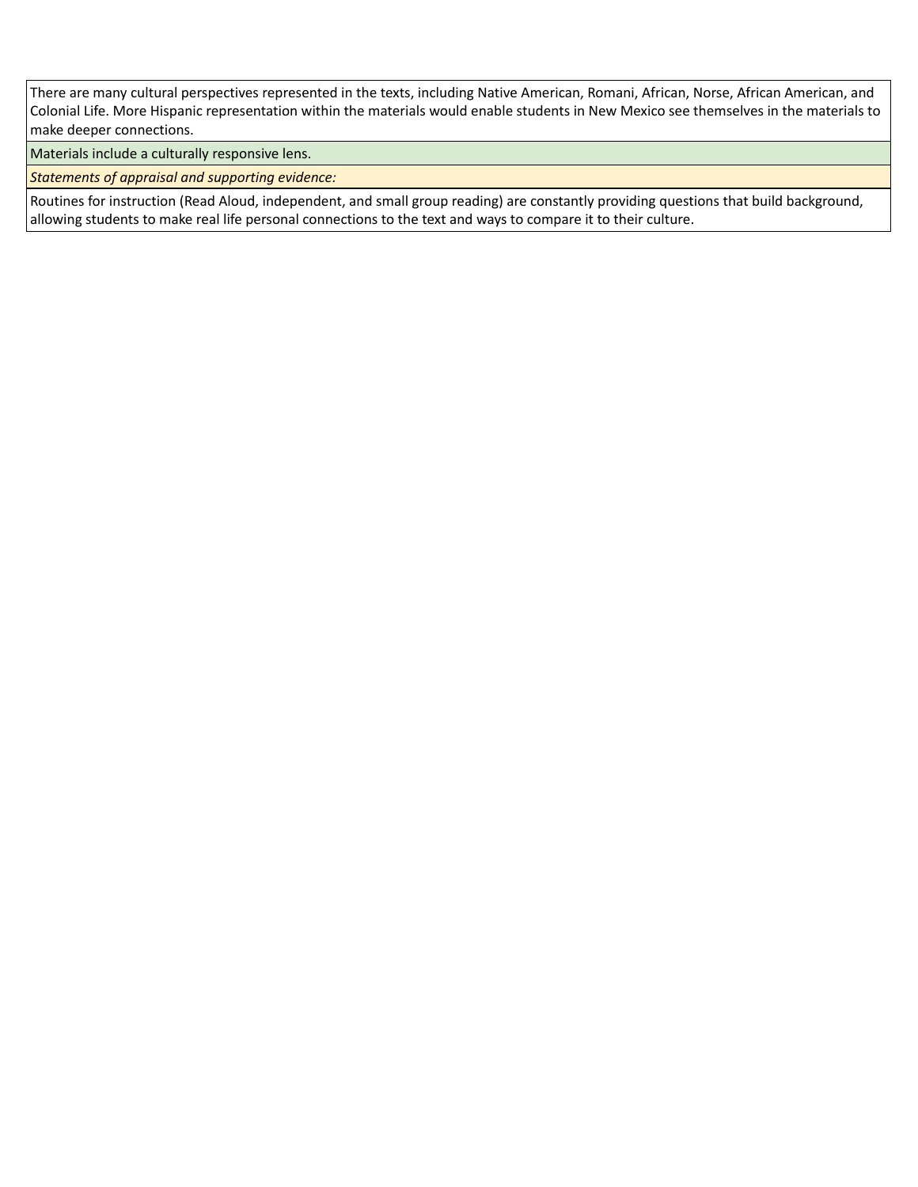There are many cultural perspectives represented in the texts, including Native American, Romani, African, Norse, African American, and Colonial Life. More Hispanic representation within the materials would enable students in New Mexico see themselves in the materials to make deeper connections.

Materials include a culturally responsive lens.

*Statements of appraisal and supporting evidence:*

Routines for instruction (Read Aloud, independent, and small group reading) are constantly providing questions that build background, allowing students to make real life personal connections to the text and ways to compare it to their culture.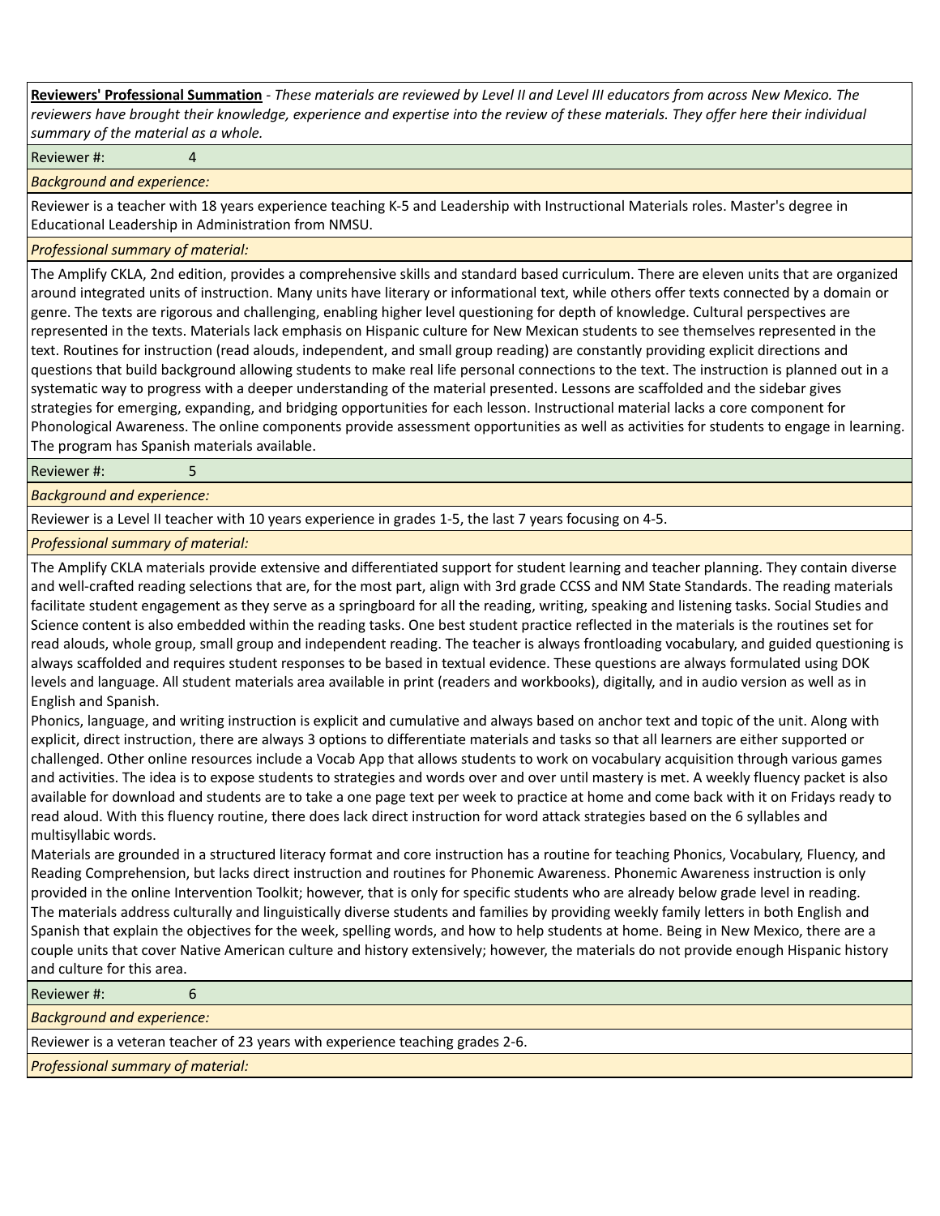**Reviewers' Professional Summation** - *These materials are reviewed by Level II and Level III educators from across New Mexico. The reviewers have brought their knowledge, experience and expertise into the review of these materials. They offer here their individual summary of the material as a whole.*

Reviewer #: 4

*Background and experience:*

Reviewer is a teacher with 18 years experience teaching K-5 and Leadership with Instructional Materials roles. Master's degree in Educational Leadership in Administration from NMSU.

*Professional summary of material:*

The Amplify CKLA, 2nd edition, provides a comprehensive skills and standard based curriculum. There are eleven units that are organized around integrated units of instruction. Many units have literary or informational text, while others offer texts connected by a domain or genre. The texts are rigorous and challenging, enabling higher level questioning for depth of knowledge. Cultural perspectives are represented in the texts. Materials lack emphasis on Hispanic culture for New Mexican students to see themselves represented in the text. Routines for instruction (read alouds, independent, and small group reading) are constantly providing explicit directions and questions that build background allowing students to make real life personal connections to the text. The instruction is planned out in a systematic way to progress with a deeper understanding of the material presented. Lessons are scaffolded and the sidebar gives strategies for emerging, expanding, and bridging opportunities for each lesson. Instructional material lacks a core component for Phonological Awareness. The online components provide assessment opportunities as well as activities for students to engage in learning. The program has Spanish materials available.

Reviewer #: 5

*Background and experience:*

Reviewer is a Level II teacher with 10 years experience in grades 1-5, the last 7 years focusing on 4-5.

*Professional summary of material:*

The Amplify CKLA materials provide extensive and differentiated support for student learning and teacher planning. They contain diverse and well-crafted reading selections that are, for the most part, align with 3rd grade CCSS and NM State Standards. The reading materials facilitate student engagement as they serve as a springboard for all the reading, writing, speaking and listening tasks. Social Studies and Science content is also embedded within the reading tasks. One best student practice reflected in the materials is the routines set for read alouds, whole group, small group and independent reading. The teacher is always frontloading vocabulary, and guided questioning is always scaffolded and requires student responses to be based in textual evidence. These questions are always formulated using DOK levels and language. All student materials area available in print (readers and workbooks), digitally, and in audio version as well as in English and Spanish.

Phonics, language, and writing instruction is explicit and cumulative and always based on anchor text and topic of the unit. Along with explicit, direct instruction, there are always 3 options to differentiate materials and tasks so that all learners are either supported or challenged. Other online resources include a Vocab App that allows students to work on vocabulary acquisition through various games and activities. The idea is to expose students to strategies and words over and over until mastery is met. A weekly fluency packet is also available for download and students are to take a one page text per week to practice at home and come back with it on Fridays ready to read aloud. With this fluency routine, there does lack direct instruction for word attack strategies based on the 6 syllables and multisyllabic words.

Materials are grounded in a structured literacy format and core instruction has a routine for teaching Phonics, Vocabulary, Fluency, and Reading Comprehension, but lacks direct instruction and routines for Phonemic Awareness. Phonemic Awareness instruction is only provided in the online Intervention Toolkit; however, that is only for specific students who are already below grade level in reading.

The materials address culturally and linguistically diverse students and families by providing weekly family letters in both English and Spanish that explain the objectives for the week, spelling words, and how to help students at home. Being in New Mexico, there are a couple units that cover Native American culture and history extensively; however, the materials do not provide enough Hispanic history and culture for this area.

Reviewer #: 6

*Background and experience:*

Reviewer is a veteran teacher of 23 years with experience teaching grades 2-6.

*Professional summary of material:*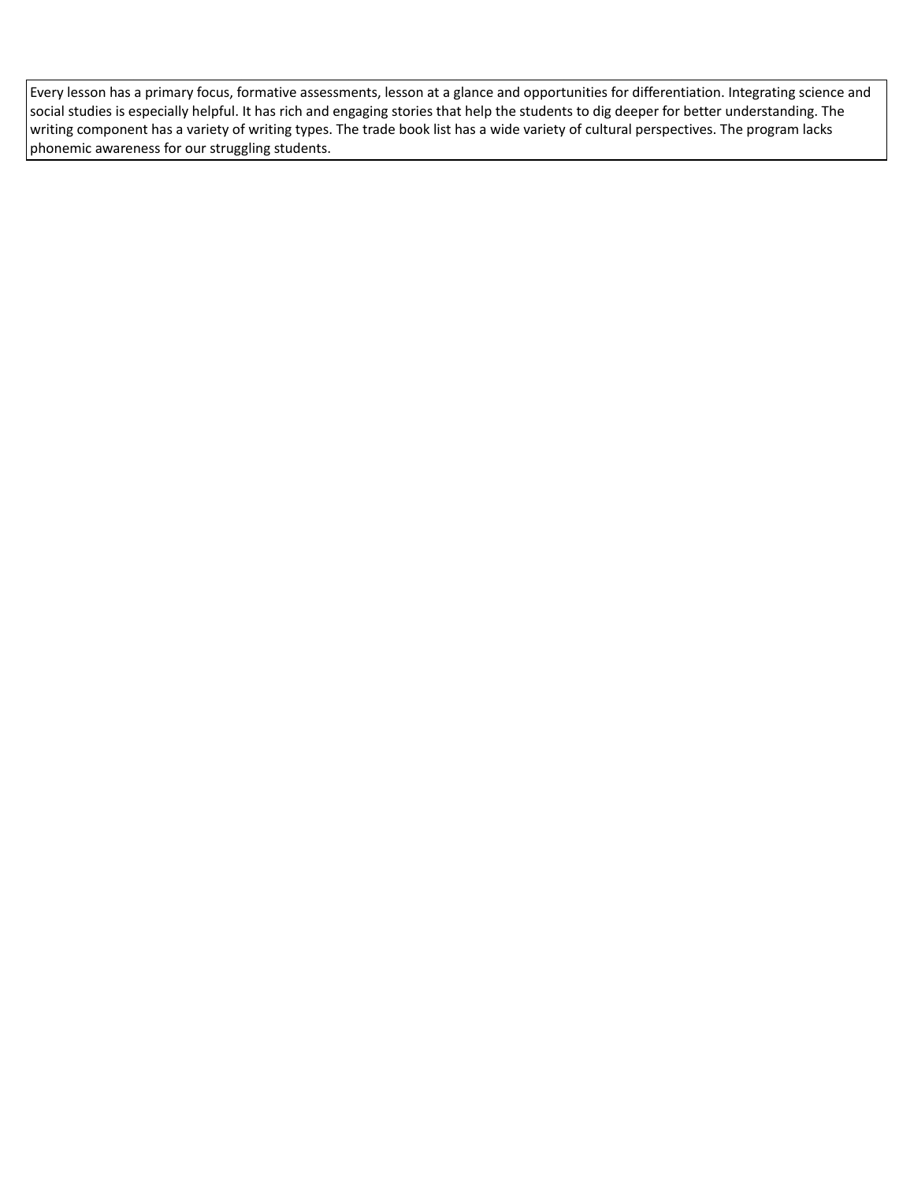Every lesson has a primary focus, formative assessments, lesson at a glance and opportunities for differentiation. Integrating science and social studies is especially helpful. It has rich and engaging stories that help the students to dig deeper for better understanding. The writing component has a variety of writing types. The trade book list has a wide variety of cultural perspectives. The program lacks phonemic awareness for our struggling students.